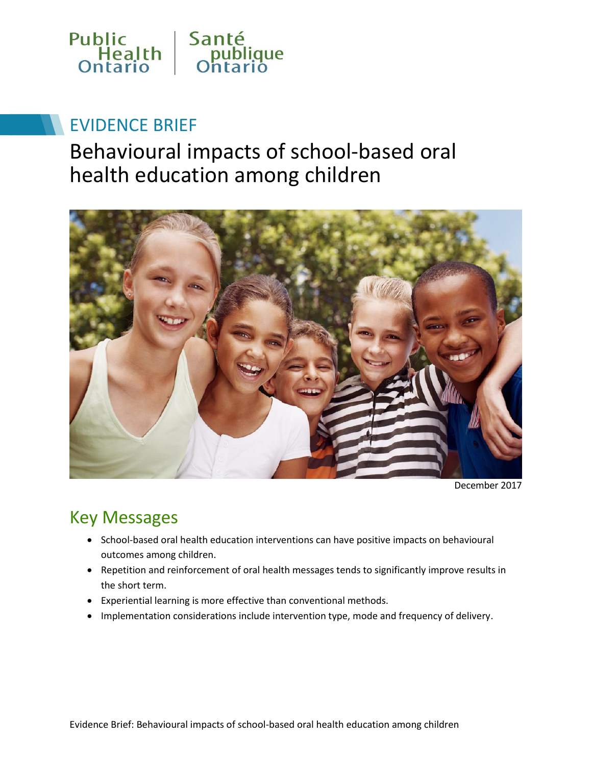Public Health Ontario | Santé publique Ontario

EVIDENCE BRIEF

# Behavioural impacts of school-based oral health education among children

December 2017

## Key Messages

- School-based oral health education interventions can have positive impacts on behavioural outcomes among children.
- Repetition and reinforcement of oral health messages tends to significantly improve results in the short term.
- Experiential learning is more effective than conventional methods.
- Implementation considerations include intervention type, mode and frequency of delivery.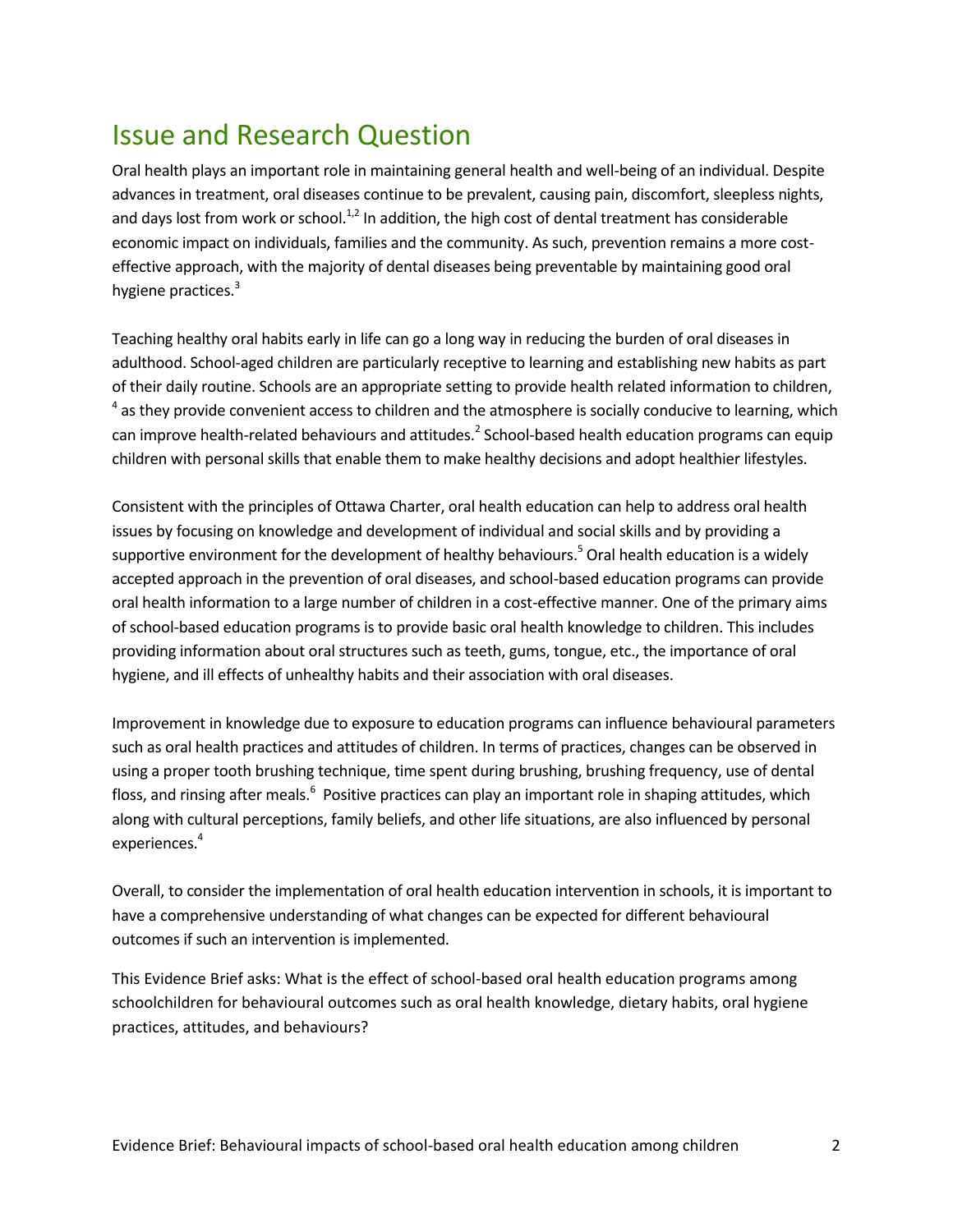## Issue and Research Question

Oral health plays an important role in maintaining general health and well-being of an individual. Despite advances in treatment, oral diseases continue to be prevalent, causing pain, discomfort, sleepless nights, and days lost from work or school.[1,2] In addition, the high cost of dental treatment has considerable economic impact on individuals, families and the community. As such, prevention remains a more cost-effective approach, with the majority of dental diseases being preventable by maintaining good oral hygiene practices.[3]

Teaching healthy oral habits early in life can go a long way in reducing the burden of oral diseases in adulthood. School-aged children are particularly receptive to learning and establishing new habits as part of their daily routine. Schools are an appropriate setting to provide health related information to children,[4] as they provide convenient access to children and the atmosphere is socially conducive to learning, which can improve health-related behaviours and attitudes.[2] School-based health education programs can equip children with personal skills that enable them to make healthy decisions and adopt healthier lifestyles.

Consistent with the principles of Ottawa Charter, oral health education can help to address oral health issues by focusing on knowledge and development of individual and social skills and by providing a supportive environment for the development of healthy behaviours.[5] Oral health education is a widely accepted approach in the prevention of oral diseases, and school-based education programs can provide oral health information to a large number of children in a cost-effective manner. One of the primary aims of school-based education programs is to provide basic oral health knowledge to children. This includes providing information about oral structures such as teeth, gums, tongue, etc., the importance of oral hygiene, and ill effects of unhealthy habits and their association with oral diseases.

Improvement in knowledge due to exposure to education programs can influence behavioural parameters such as oral health practices and attitudes of children. In terms of practices, changes can be observed in using a proper tooth brushing technique, time spent during brushing, brushing frequency, use of dental floss, and rinsing after meals.[6] Positive practices can play an important role in shaping attitudes, which along with cultural perceptions, family beliefs, and other life situations, are also influenced by personal experiences.[4]

Overall, to consider the implementation of oral health education intervention in schools, it is important to have a comprehensive understanding of what changes can be expected for different behavioural outcomes if such an intervention is implemented.

This Evidence Brief asks: What is the effect of school-based oral health education programs among schoolchildren for behavioural outcomes such as oral health knowledge, dietary habits, oral hygiene practices, attitudes, and behaviours?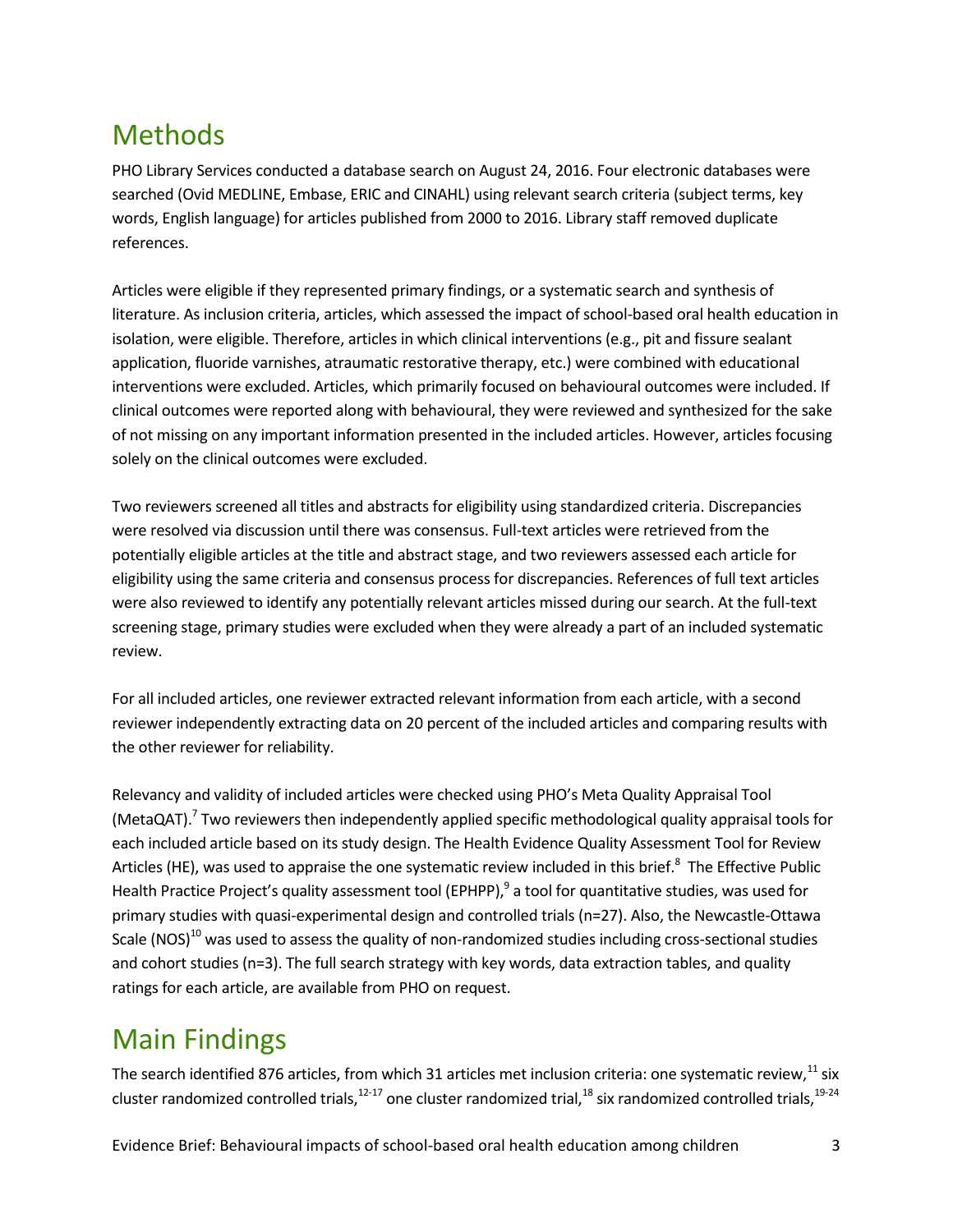# Methods

PHO Library Services conducted a database search on August 24, 2016. Four electronic databases were searched (Ovid MEDLINE, Embase, ERIC and CINAHL) using relevant search criteria (subject terms, key words, English language) for articles published from 2000 to 2016. Library staff removed duplicate references.

Articles were eligible if they represented primary findings, or a systematic search and synthesis of literature. As inclusion criteria, articles, which assessed the impact of school-based oral health education in isolation, were eligible. Therefore, articles in which clinical interventions (e.g., pit and fissure sealant application, fluoride varnishes, atraumatic restorative therapy, etc.) were combined with educational interventions were excluded. Articles, which primarily focused on behavioural outcomes were included. If clinical outcomes were reported along with behavioural, they were reviewed and synthesized for the sake of not missing on any important information presented in the included articles. However, articles focusing solely on the clinical outcomes were excluded.

Two reviewers screened all titles and abstracts for eligibility using standardized criteria. Discrepancies were resolved via discussion until there was consensus. Full-text articles were retrieved from the potentially eligible articles at the title and abstract stage, and two reviewers assessed each article for eligibility using the same criteria and consensus process for discrepancies. References of full text articles were also reviewed to identify any potentially relevant articles missed during our search. At the full-text screening stage, primary studies were excluded when they were already a part of an included systematic review.

For all included articles, one reviewer extracted relevant information from each article, with a second reviewer independently extracting data on 20 percent of the included articles and comparing results with the other reviewer for reliability.

Relevancy and validity of included articles were checked using PHO's Meta Quality Appraisal Tool (MetaQAT).[7] Two reviewers then independently applied specific methodological quality appraisal tools for each included article based on its study design. The Health Evidence Quality Assessment Tool for Review Articles (HE), was used to appraise the one systematic review included in this brief.[8] The Effective Public Health Practice Project's quality assessment tool (EPHPP),[9] a tool for quantitative studies, was used for primary studies with quasi-experimental design and controlled trials (n=27). Also, the Newcastle-Ottawa Scale (NOS)[10] was used to assess the quality of non-randomized studies including cross-sectional studies and cohort studies (n=3). The full search strategy with key words, data extraction tables, and quality ratings for each article, are available from PHO on request.

# Main Findings

The search identified 876 articles, from which 31 articles met inclusion criteria: one systematic review,[11] six cluster randomized controlled trials,[12-17] one cluster randomized trial,[18] six randomized controlled trials,[19-24]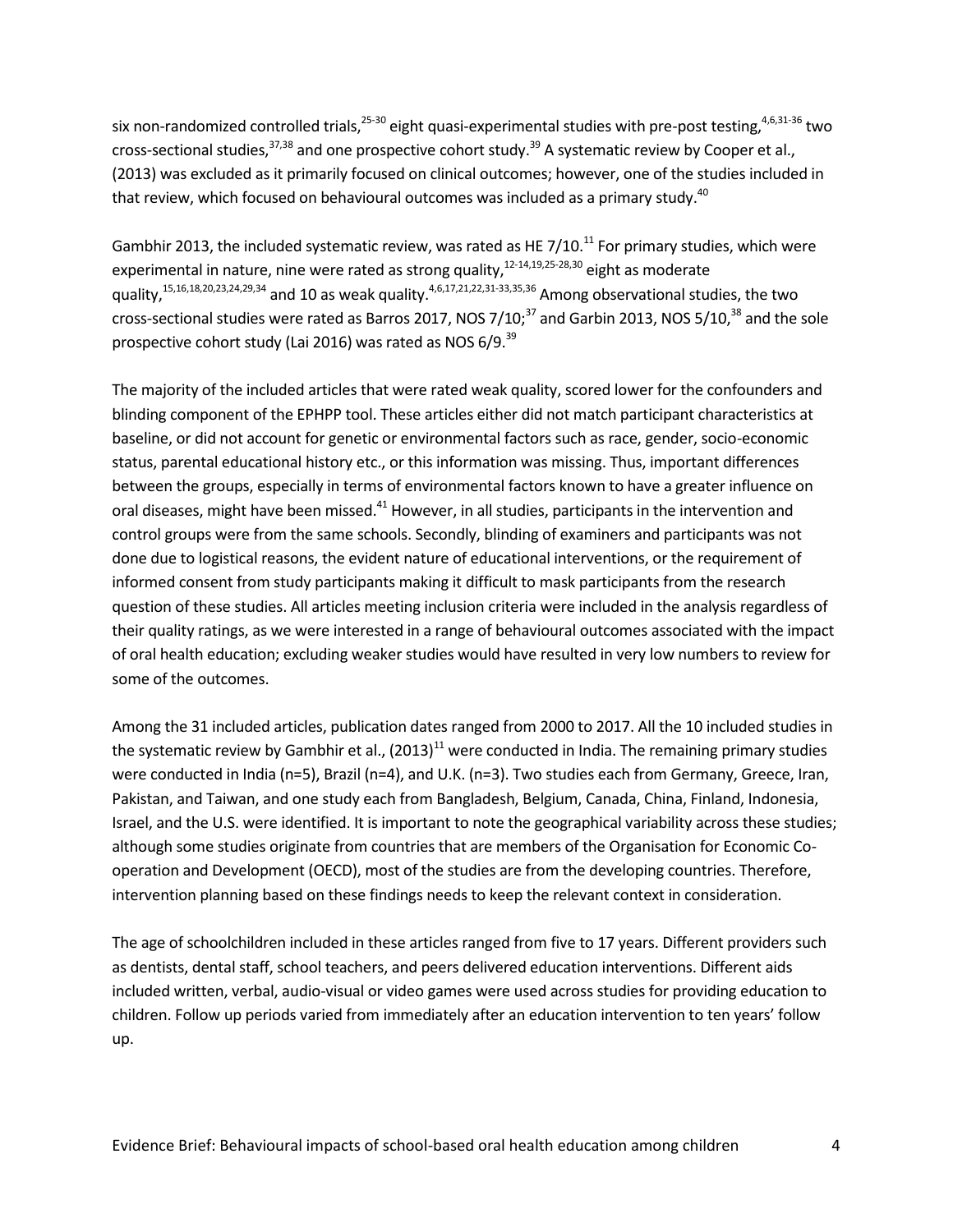six non-randomized controlled trials,[25-30] eight quasi-experimental studies with pre-post testing,[4,6,31-36] two cross-sectional studies,[37,38] and one prospective cohort study.[39] A systematic review by Cooper et al., (2013) was excluded as it primarily focused on clinical outcomes; however, one of the studies included in that review, which focused on behavioural outcomes was included as a primary study.[40]

Gambhir 2013, the included systematic review, was rated as HE 7/10.[11] For primary studies, which were experimental in nature, nine were rated as strong quality,[12-14,19,25-28,30] eight as moderate quality,[15,16,18,20,23,24,29,34] and 10 as weak quality.[4,6,17,21,22,31-33,35,36] Among observational studies, the two cross-sectional studies were rated as Barros 2017, NOS 7/10;[37] and Garbin 2013, NOS 5/10,[38] and the sole prospective cohort study (Lai 2016) was rated as NOS 6/9.[39]

The majority of the included articles that were rated weak quality, scored lower for the confounders and blinding component of the EPHPP tool. These articles either did not match participant characteristics at baseline, or did not account for genetic or environmental factors such as race, gender, socio-economic status, parental educational history etc., or this information was missing. Thus, important differences between the groups, especially in terms of environmental factors known to have a greater influence on oral diseases, might have been missed.[41] However, in all studies, participants in the intervention and control groups were from the same schools. Secondly, blinding of examiners and participants was not done due to logistical reasons, the evident nature of educational interventions, or the requirement of informed consent from study participants making it difficult to mask participants from the research question of these studies. All articles meeting inclusion criteria were included in the analysis regardless of their quality ratings, as we were interested in a range of behavioural outcomes associated with the impact of oral health education; excluding weaker studies would have resulted in very low numbers to review for some of the outcomes.

Among the 31 included articles, publication dates ranged from 2000 to 2017. All the 10 included studies in the systematic review by Gambhir et al., (2013)[11] were conducted in India. The remaining primary studies were conducted in India (n=5), Brazil (n=4), and U.K. (n=3). Two studies each from Germany, Greece, Iran, Pakistan, and Taiwan, and one study each from Bangladesh, Belgium, Canada, China, Finland, Indonesia, Israel, and the U.S. were identified. It is important to note the geographical variability across these studies; although some studies originate from countries that are members of the Organisation for Economic Co-operation and Development (OECD), most of the studies are from the developing countries. Therefore, intervention planning based on these findings needs to keep the relevant context in consideration.

The age of schoolchildren included in these articles ranged from five to 17 years. Different providers such as dentists, dental staff, school teachers, and peers delivered education interventions. Different aids included written, verbal, audio-visual or video games were used across studies for providing education to children. Follow up periods varied from immediately after an education intervention to ten years' follow up.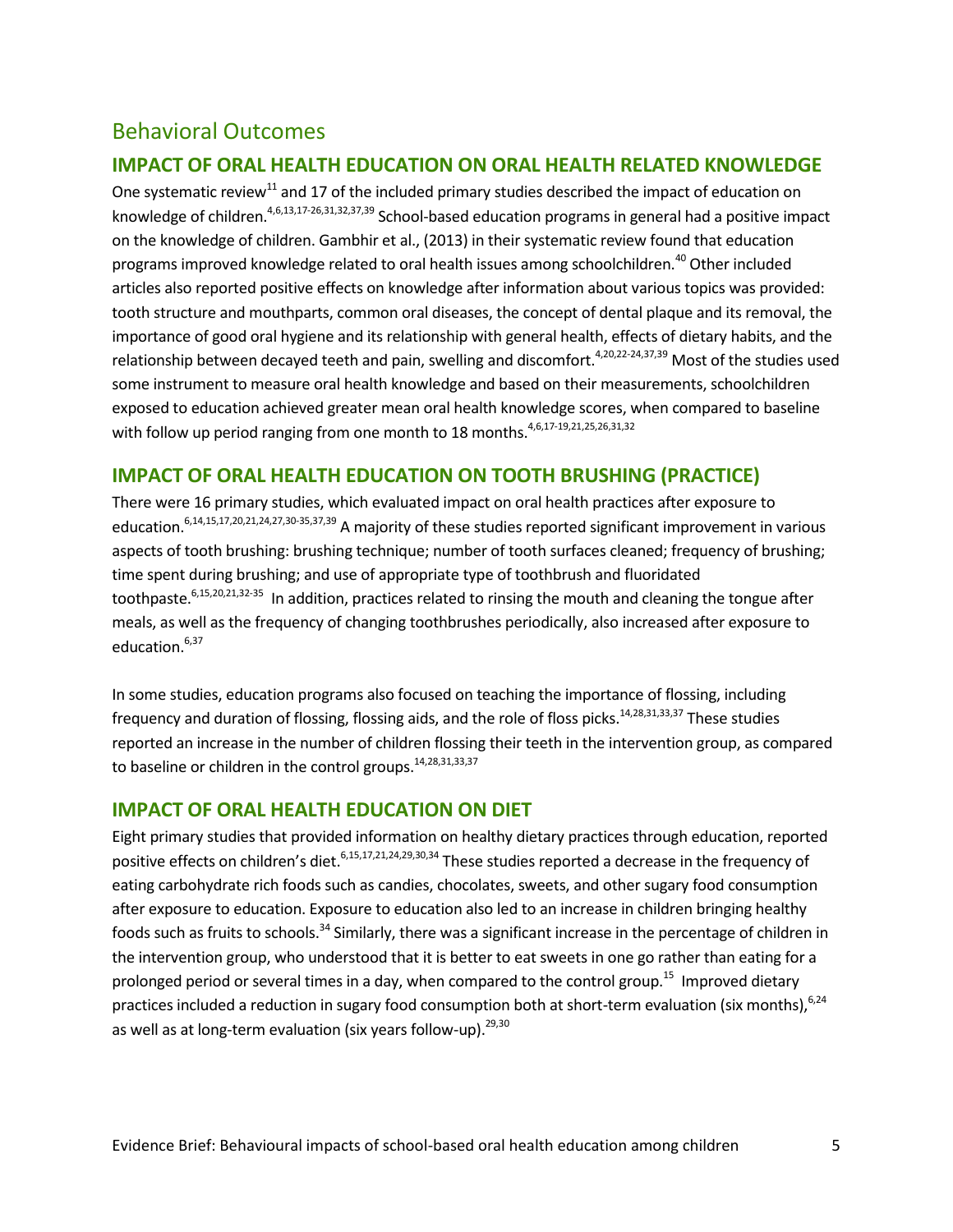# Behavioral Outcomes

## IMPACT OF ORAL HEALTH EDUCATION ON ORAL HEALTH RELATED KNOWLEDGE

One systematic review[11] and 17 of the included primary studies described the impact of education on knowledge of children.[4,6,13,17-26,31,32,37,39] School-based education programs in general had a positive impact on the knowledge of children. Gambhir et al., (2013) in their systematic review found that education programs improved knowledge related to oral health issues among schoolchildren.[40] Other included articles also reported positive effects on knowledge after information about various topics was provided: tooth structure and mouthparts, common oral diseases, the concept of dental plaque and its removal, the importance of good oral hygiene and its relationship with general health, effects of dietary habits, and the relationship between decayed teeth and pain, swelling and discomfort.[4,20,22-24,37,39] Most of the studies used some instrument to measure oral health knowledge and based on their measurements, schoolchildren exposed to education achieved greater mean oral health knowledge scores, when compared to baseline with follow up period ranging from one month to 18 months.[4,6,17-19,21,25,26,31,32]

## IMPACT OF ORAL HEALTH EDUCATION ON TOOTH BRUSHING (PRACTICE)

There were 16 primary studies, which evaluated impact on oral health practices after exposure to education.[6,14,15,17,20,21,24,27,30-35,37,39] A majority of these studies reported significant improvement in various aspects of tooth brushing: brushing technique; number of tooth surfaces cleaned; frequency of brushing; time spent during brushing; and use of appropriate type of toothbrush and fluoridated toothpaste.[6,15,20,21,32-35] In addition, practices related to rinsing the mouth and cleaning the tongue after meals, as well as the frequency of changing toothbrushes periodically, also increased after exposure to education.[6,37]

In some studies, education programs also focused on teaching the importance of flossing, including frequency and duration of flossing, flossing aids, and the role of floss picks.[14,28,31,33,37] These studies reported an increase in the number of children flossing their teeth in the intervention group, as compared to baseline or children in the control groups.[14,28,31,33,37]

## IMPACT OF ORAL HEALTH EDUCATION ON DIET

Eight primary studies that provided information on healthy dietary practices through education, reported positive effects on children's diet.[6,15,17,21,24,29,30,34] These studies reported a decrease in the frequency of eating carbohydrate rich foods such as candies, chocolates, sweets, and other sugary food consumption after exposure to education. Exposure to education also led to an increase in children bringing healthy foods such as fruits to schools.[34] Similarly, there was a significant increase in the percentage of children in the intervention group, who understood that it is better to eat sweets in one go rather than eating for a prolonged period or several times in a day, when compared to the control group.[15] Improved dietary practices included a reduction in sugary food consumption both at short-term evaluation (six months),[6,24] as well as at long-term evaluation (six years follow-up).[29,30]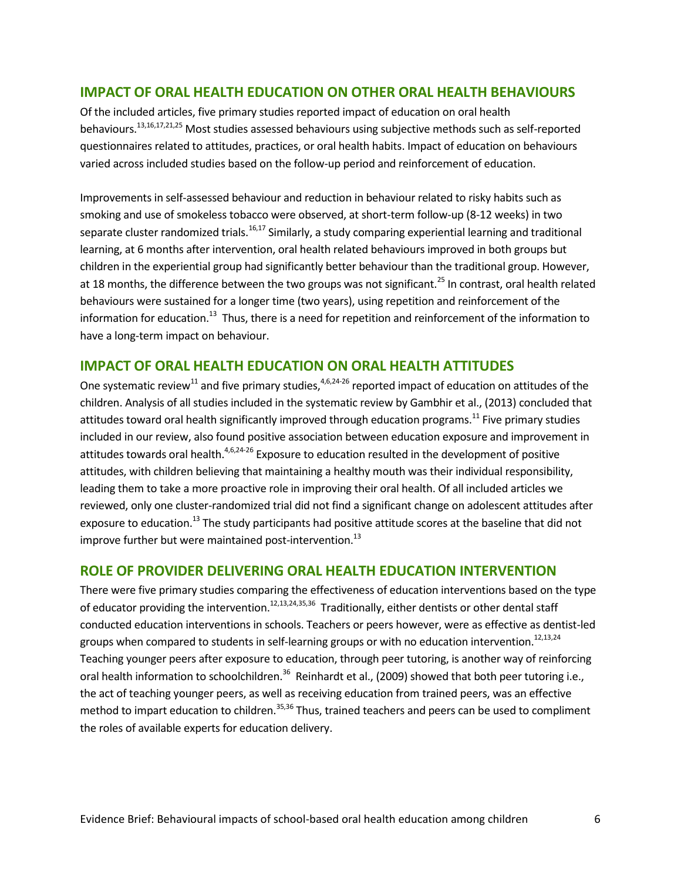## IMPACT OF ORAL HEALTH EDUCATION ON OTHER ORAL HEALTH BEHAVIOURS

Of the included articles, five primary studies reported impact of education on oral health behaviours.[13,16,17,21,25] Most studies assessed behaviours using subjective methods such as self-reported questionnaires related to attitudes, practices, or oral health habits. Impact of education on behaviours varied across included studies based on the follow-up period and reinforcement of education.

Improvements in self-assessed behaviour and reduction in behaviour related to risky habits such as smoking and use of smokeless tobacco were observed, at short-term follow-up (8-12 weeks) in two separate cluster randomized trials.[16,17] Similarly, a study comparing experiential learning and traditional learning, at 6 months after intervention, oral health related behaviours improved in both groups but children in the experiential group had significantly better behaviour than the traditional group. However, at 18 months, the difference between the two groups was not significant.[25] In contrast, oral health related behaviours were sustained for a longer time (two years), using repetition and reinforcement of the information for education.[13] Thus, there is a need for repetition and reinforcement of the information to have a long-term impact on behaviour.

## IMPACT OF ORAL HEALTH EDUCATION ON ORAL HEALTH ATTITUDES

One systematic review[11] and five primary studies,[4,6,24-26] reported impact of education on attitudes of the children. Analysis of all studies included in the systematic review by Gambhir et al., (2013) concluded that attitudes toward oral health significantly improved through education programs.[11] Five primary studies included in our review, also found positive association between education exposure and improvement in attitudes towards oral health.[4,6,24-26] Exposure to education resulted in the development of positive attitudes, with children believing that maintaining a healthy mouth was their individual responsibility, leading them to take a more proactive role in improving their oral health. Of all included articles we reviewed, only one cluster-randomized trial did not find a significant change on adolescent attitudes after exposure to education.[13] The study participants had positive attitude scores at the baseline that did not improve further but were maintained post-intervention.[13]

## ROLE OF PROVIDER DELIVERING ORAL HEALTH EDUCATION INTERVENTION

There were five primary studies comparing the effectiveness of education interventions based on the type of educator providing the intervention.[12,13,24,35,36] Traditionally, either dentists or other dental staff conducted education interventions in schools. Teachers or peers however, were as effective as dentist-led groups when compared to students in self-learning groups or with no education intervention.[12,13,24] Teaching younger peers after exposure to education, through peer tutoring, is another way of reinforcing oral health information to schoolchildren.[36] Reinhardt et al., (2009) showed that both peer tutoring i.e., the act of teaching younger peers, as well as receiving education from trained peers, was an effective method to impart education to children.[35,36] Thus, trained teachers and peers can be used to compliment the roles of available experts for education delivery.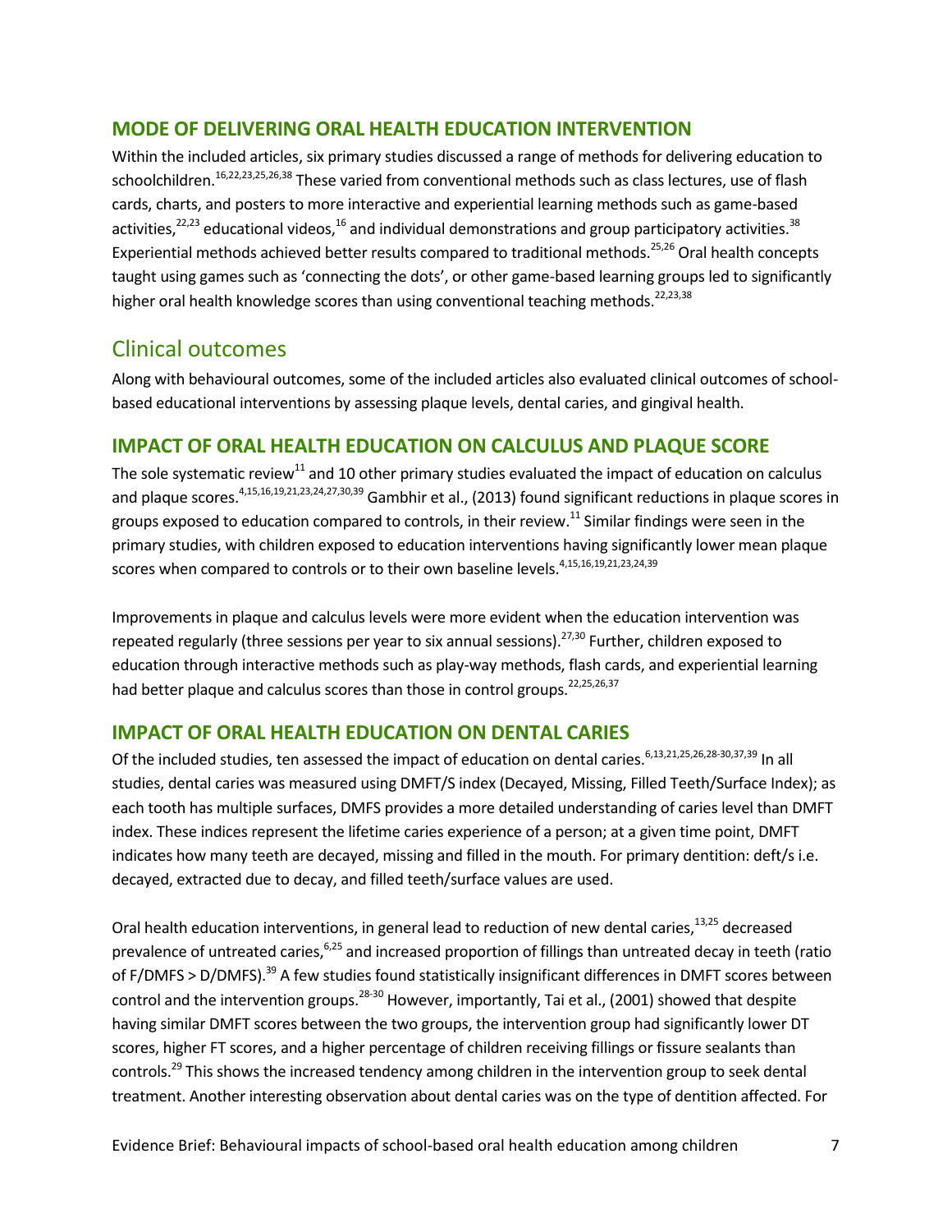### MODE OF DELIVERING ORAL HEALTH EDUCATION INTERVENTION

Within the included articles, six primary studies discussed a range of methods for delivering education to schoolchildren.[16,22,23,25,26,38] These varied from conventional methods such as class lectures, use of flash cards, charts, and posters to more interactive and experiential learning methods such as game-based activities,[22,23] educational videos,[16] and individual demonstrations and group participatory activities.[38] Experiential methods achieved better results compared to traditional methods.[25,26] Oral health concepts taught using games such as 'connecting the dots', or other game-based learning groups led to significantly higher oral health knowledge scores than using conventional teaching methods.[22,23,38]

## Clinical outcomes

Along with behavioural outcomes, some of the included articles also evaluated clinical outcomes of school-based educational interventions by assessing plaque levels, dental caries, and gingival health.

### IMPACT OF ORAL HEALTH EDUCATION ON CALCULUS AND PLAQUE SCORE

The sole systematic review[11] and 10 other primary studies evaluated the impact of education on calculus and plaque scores.[4,15,16,19,21,23,24,27,30,39] Gambhir et al., (2013) found significant reductions in plaque scores in groups exposed to education compared to controls, in their review.[11] Similar findings were seen in the primary studies, with children exposed to education interventions having significantly lower mean plaque scores when compared to controls or to their own baseline levels.[4,15,16,19,21,23,24,39]

Improvements in plaque and calculus levels were more evident when the education intervention was repeated regularly (three sessions per year to six annual sessions).[27,30] Further, children exposed to education through interactive methods such as play-way methods, flash cards, and experiential learning had better plaque and calculus scores than those in control groups.[22,25,26,37]

### IMPACT OF ORAL HEALTH EDUCATION ON DENTAL CARIES

Of the included studies, ten assessed the impact of education on dental caries.[6,13,21,25,26,28-30,37,39] In all studies, dental caries was measured using DMFT/S index (Decayed, Missing, Filled Teeth/Surface Index); as each tooth has multiple surfaces, DMFS provides a more detailed understanding of caries level than DMFT index. These indices represent the lifetime caries experience of a person; at a given time point, DMFT indicates how many teeth are decayed, missing and filled in the mouth. For primary dentition: deft/s i.e. decayed, extracted due to decay, and filled teeth/surface values are used.

Oral health education interventions, in general lead to reduction of new dental caries,[13,25] decreased prevalence of untreated caries,[6,25] and increased proportion of fillings than untreated decay in teeth (ratio of F/DMFS > D/DMFS).[39] A few studies found statistically insignificant differences in DMFT scores between control and the intervention groups.[28-30] However, importantly, Tai et al., (2001) showed that despite having similar DMFT scores between the two groups, the intervention group had significantly lower DT scores, higher FT scores, and a higher percentage of children receiving fillings or fissure sealants than controls.[29] This shows the increased tendency among children in the intervention group to seek dental treatment. Another interesting observation about dental caries was on the type of dentition affected. For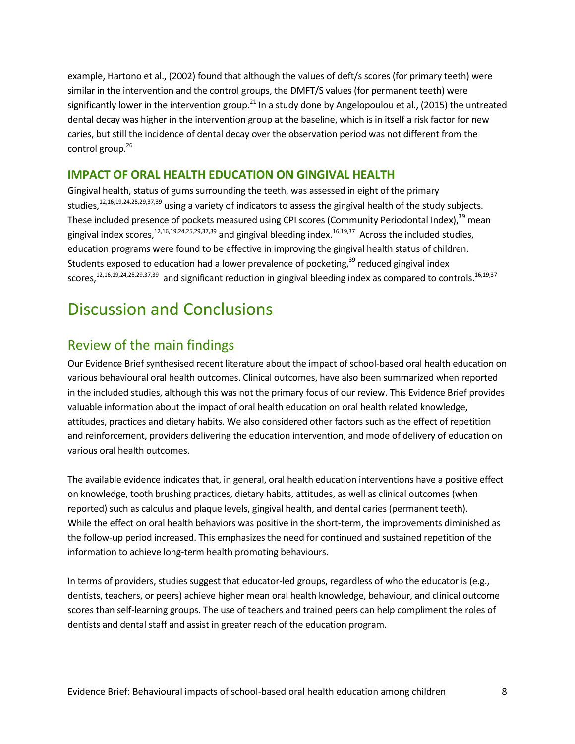example, Hartono et al., (2002) found that although the values of deft/s scores (for primary teeth) were similar in the intervention and the control groups, the DMFT/S values (for permanent teeth) were significantly lower in the intervention group.[21] In a study done by Angelopoulou et al., (2015) the untreated dental decay was higher in the intervention group at the baseline, which is in itself a risk factor for new caries, but still the incidence of dental decay over the observation period was not different from the control group.[26]

### IMPACT OF ORAL HEALTH EDUCATION ON GINGIVAL HEALTH

Gingival health, status of gums surrounding the teeth, was assessed in eight of the primary studies,[12,16,19,24,25,29,37,39] using a variety of indicators to assess the gingival health of the study subjects. These included presence of pockets measured using CPI scores (Community Periodontal Index),[39] mean gingival index scores,[12,16,19,24,25,29,37,39] and gingival bleeding index.[16,19,37] Across the included studies, education programs were found to be effective in improving the gingival health status of children. Students exposed to education had a lower prevalence of pocketing,[39] reduced gingival index scores,[12,16,19,24,25,29,37,39] and significant reduction in gingival bleeding index as compared to controls.[16,19,37]

# Discussion and Conclusions

## Review of the main findings

Our Evidence Brief synthesised recent literature about the impact of school-based oral health education on various behavioural oral health outcomes. Clinical outcomes, have also been summarized when reported in the included studies, although this was not the primary focus of our review. This Evidence Brief provides valuable information about the impact of oral health education on oral health related knowledge, attitudes, practices and dietary habits. We also considered other factors such as the effect of repetition and reinforcement, providers delivering the education intervention, and mode of delivery of education on various oral health outcomes.

The available evidence indicates that, in general, oral health education interventions have a positive effect on knowledge, tooth brushing practices, dietary habits, attitudes, as well as clinical outcomes (when reported) such as calculus and plaque levels, gingival health, and dental caries (permanent teeth). While the effect on oral health behaviors was positive in the short-term, the improvements diminished as the follow-up period increased. This emphasizes the need for continued and sustained repetition of the information to achieve long-term health promoting behaviours.

In terms of providers, studies suggest that educator-led groups, regardless of who the educator is (e.g., dentists, teachers, or peers) achieve higher mean oral health knowledge, behaviour, and clinical outcome scores than self-learning groups. The use of teachers and trained peers can help compliment the roles of dentists and dental staff and assist in greater reach of the education program.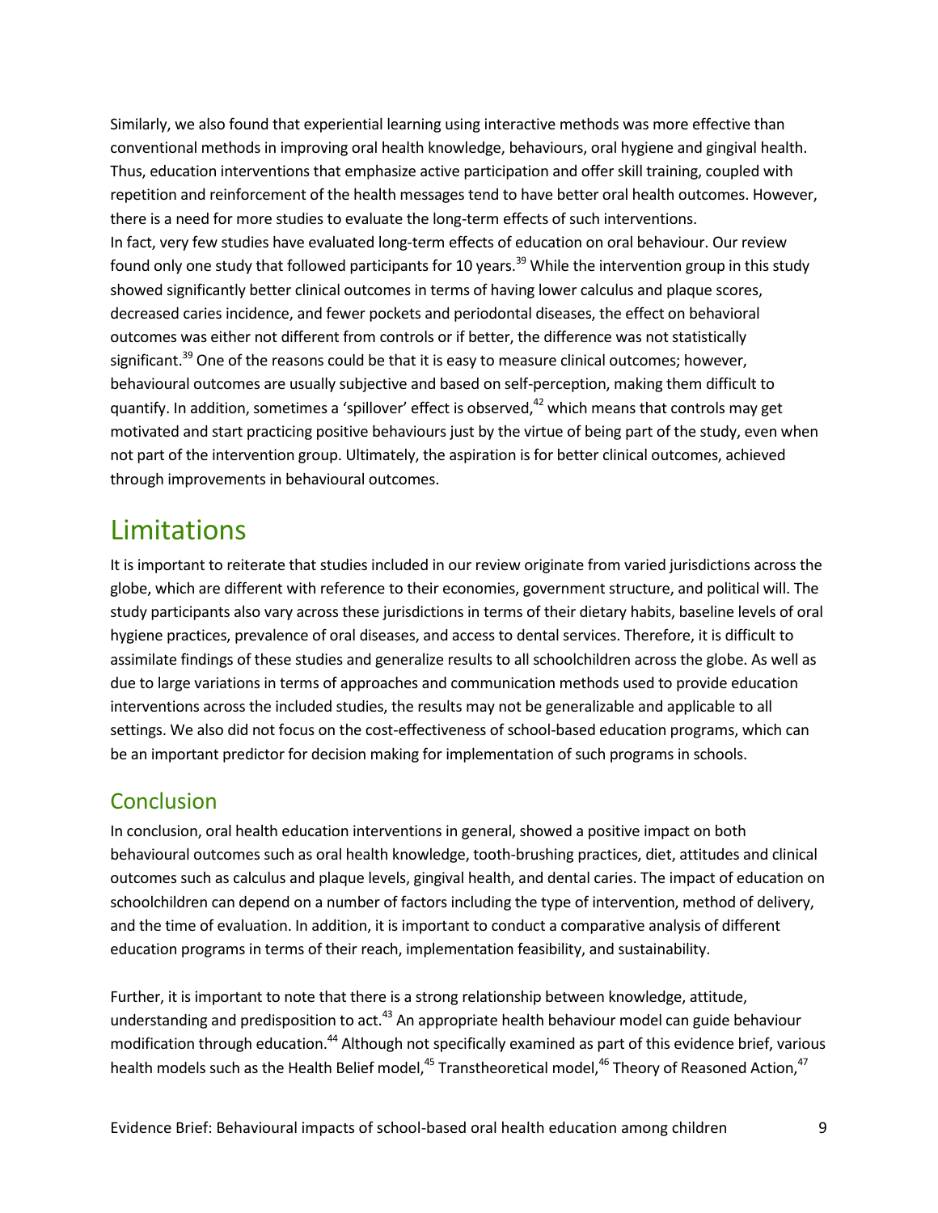Similarly, we also found that experiential learning using interactive methods was more effective than conventional methods in improving oral health knowledge, behaviours, oral hygiene and gingival health. Thus, education interventions that emphasize active participation and offer skill training, coupled with repetition and reinforcement of the health messages tend to have better oral health outcomes. However, there is a need for more studies to evaluate the long-term effects of such interventions.

In fact, very few studies have evaluated long-term effects of education on oral behaviour. Our review found only one study that followed participants for 10 years.[39] While the intervention group in this study showed significantly better clinical outcomes in terms of having lower calculus and plaque scores, decreased caries incidence, and fewer pockets and periodontal diseases, the effect on behavioral outcomes was either not different from controls or if better, the difference was not statistically significant.[39] One of the reasons could be that it is easy to measure clinical outcomes; however, behavioural outcomes are usually subjective and based on self-perception, making them difficult to quantify. In addition, sometimes a 'spillover' effect is observed,[42] which means that controls may get motivated and start practicing positive behaviours just by the virtue of being part of the study, even when not part of the intervention group. Ultimately, the aspiration is for better clinical outcomes, achieved through improvements in behavioural outcomes.

# Limitations

It is important to reiterate that studies included in our review originate from varied jurisdictions across the globe, which are different with reference to their economies, government structure, and political will. The study participants also vary across these jurisdictions in terms of their dietary habits, baseline levels of oral hygiene practices, prevalence of oral diseases, and access to dental services. Therefore, it is difficult to assimilate findings of these studies and generalize results to all schoolchildren across the globe. As well as due to large variations in terms of approaches and communication methods used to provide education interventions across the included studies, the results may not be generalizable and applicable to all settings. We also did not focus on the cost-effectiveness of school-based education programs, which can be an important predictor for decision making for implementation of such programs in schools.

## Conclusion

In conclusion, oral health education interventions in general, showed a positive impact on both behavioural outcomes such as oral health knowledge, tooth-brushing practices, diet, attitudes and clinical outcomes such as calculus and plaque levels, gingival health, and dental caries. The impact of education on schoolchildren can depend on a number of factors including the type of intervention, method of delivery, and the time of evaluation. In addition, it is important to conduct a comparative analysis of different education programs in terms of their reach, implementation feasibility, and sustainability.

Further, it is important to note that there is a strong relationship between knowledge, attitude, understanding and predisposition to act.[43] An appropriate health behaviour model can guide behaviour modification through education.[44] Although not specifically examined as part of this evidence brief, various health models such as the Health Belief model,[45] Transtheoretical model,[46] Theory of Reasoned Action,[47]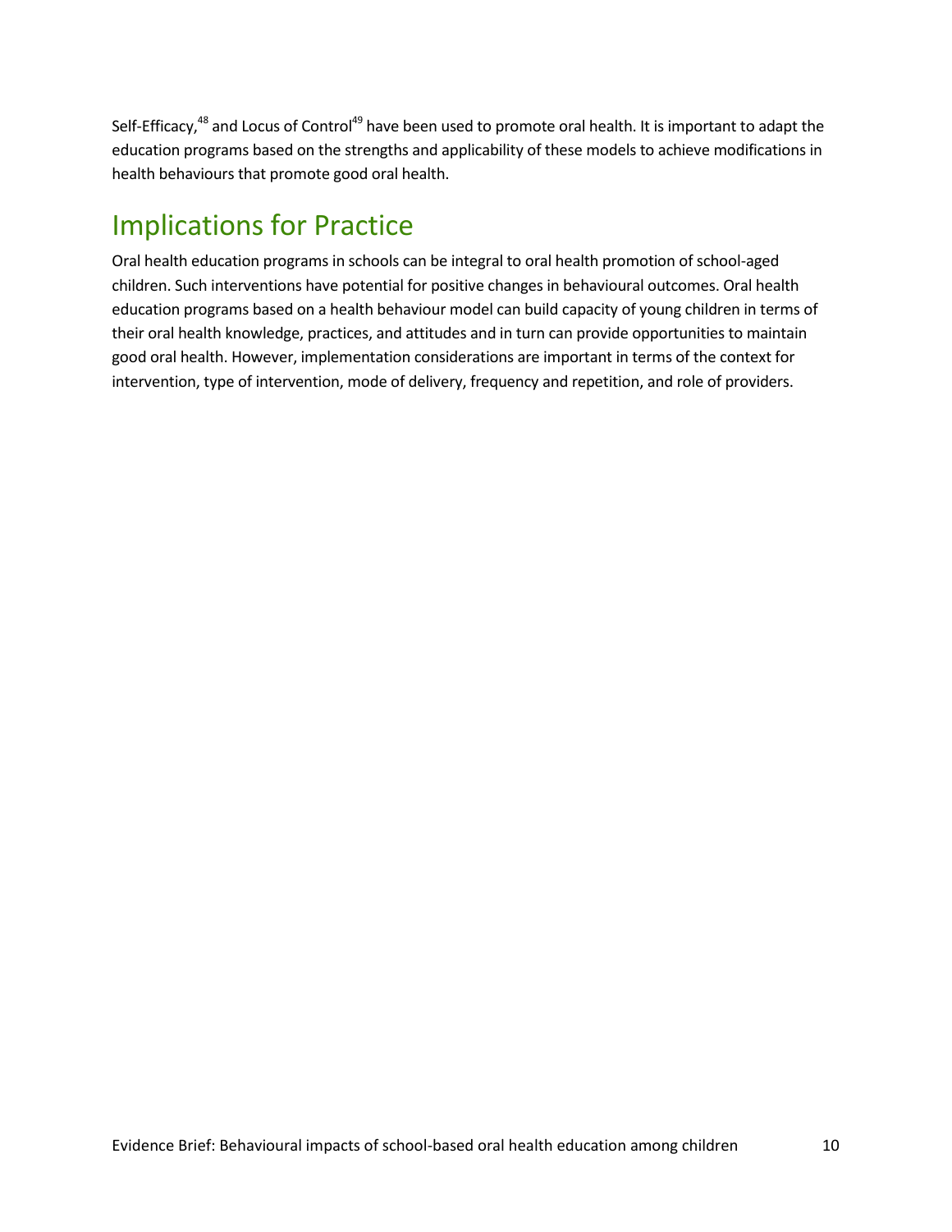Self-Efficacy,[48] and Locus of Control[49] have been used to promote oral health. It is important to adapt the education programs based on the strengths and applicability of these models to achieve modifications in health behaviours that promote good oral health.

## Implications for Practice

Oral health education programs in schools can be integral to oral health promotion of school-aged children. Such interventions have potential for positive changes in behavioural outcomes. Oral health education programs based on a health behaviour model can build capacity of young children in terms of their oral health knowledge, practices, and attitudes and in turn can provide opportunities to maintain good oral health. However, implementation considerations are important in terms of the context for intervention, type of intervention, mode of delivery, frequency and repetition, and role of providers.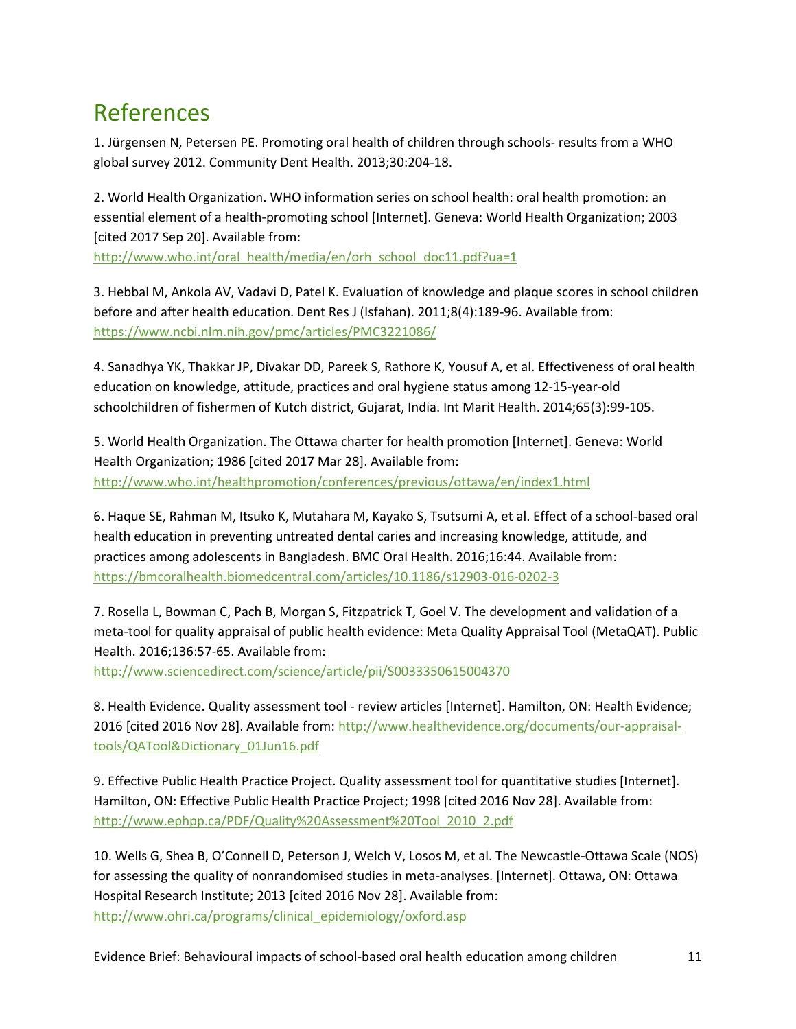# References

1. Jürgensen N, Petersen PE. Promoting oral health of children through schools- results from a WHO global survey 2012. Community Dent Health. 2013;30:204-18.

2. World Health Organization. WHO information series on school health: oral health promotion: an essential element of a health-promoting school [Internet]. Geneva: World Health Organization; 2003 [cited 2017 Sep 20]. Available from: http://www.who.int/oral_health/media/en/orh_school_doc11.pdf?ua=1

3. Hebbal M, Ankola AV, Vadavi D, Patel K. Evaluation of knowledge and plaque scores in school children before and after health education. Dent Res J (Isfahan). 2011;8(4):189-96. Available from: https://www.ncbi.nlm.nih.gov/pmc/articles/PMC3221086/

4. Sanadhya YK, Thakkar JP, Divakar DD, Pareek S, Rathore K, Yousuf A, et al. Effectiveness of oral health education on knowledge, attitude, practices and oral hygiene status among 12-15-year-old schoolchildren of fishermen of Kutch district, Gujarat, India. Int Marit Health. 2014;65(3):99-105.

5. World Health Organization. The Ottawa charter for health promotion [Internet]. Geneva: World Health Organization; 1986 [cited 2017 Mar 28]. Available from: http://www.who.int/healthpromotion/conferences/previous/ottawa/en/index1.html

6. Haque SE, Rahman M, Itsuko K, Mutahara M, Kayako S, Tsutsumi A, et al. Effect of a school-based oral health education in preventing untreated dental caries and increasing knowledge, attitude, and practices among adolescents in Bangladesh. BMC Oral Health. 2016;16:44. Available from: https://bmcoralhealth.biomedcentral.com/articles/10.1186/s12903-016-0202-3

7. Rosella L, Bowman C, Pach B, Morgan S, Fitzpatrick T, Goel V. The development and validation of a meta-tool for quality appraisal of public health evidence: Meta Quality Appraisal Tool (MetaQAT). Public Health. 2016;136:57-65. Available from: http://www.sciencedirect.com/science/article/pii/S0033350615004370

8. Health Evidence. Quality assessment tool - review articles [Internet]. Hamilton, ON: Health Evidence; 2016 [cited 2016 Nov 28]. Available from: http://www.healthevidence.org/documents/our-appraisal-tools/QATool&Dictionary_01Jun16.pdf

9. Effective Public Health Practice Project. Quality assessment tool for quantitative studies [Internet]. Hamilton, ON: Effective Public Health Practice Project; 1998 [cited 2016 Nov 28]. Available from: http://www.ephpp.ca/PDF/Quality%20Assessment%20Tool_2010_2.pdf

10. Wells G, Shea B, O'Connell D, Peterson J, Welch V, Losos M, et al. The Newcastle-Ottawa Scale (NOS) for assessing the quality of nonrandomised studies in meta-analyses. [Internet]. Ottawa, ON: Ottawa Hospital Research Institute; 2013 [cited 2016 Nov 28]. Available from: http://www.ohri.ca/programs/clinical_epidemiology/oxford.asp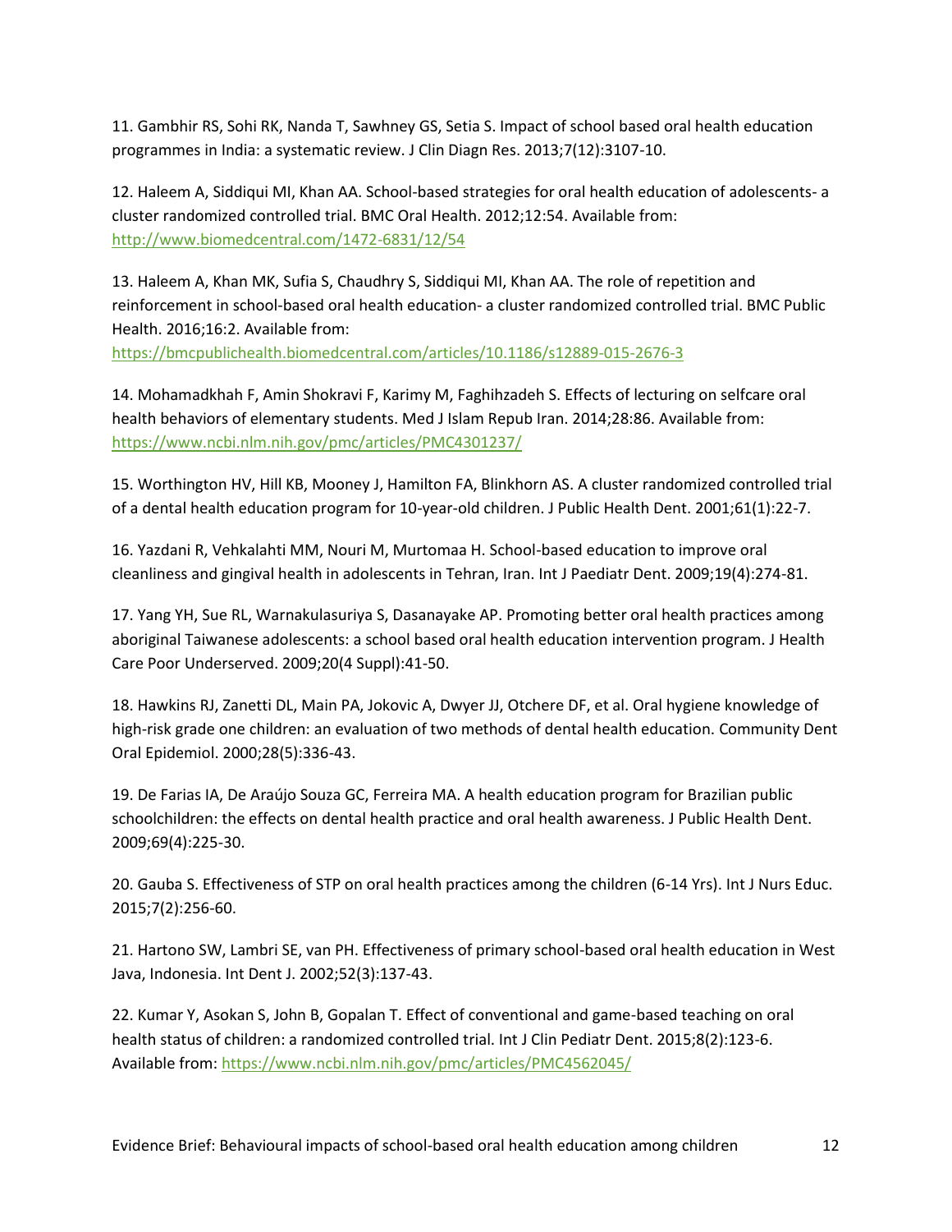11. Gambhir RS, Sohi RK, Nanda T, Sawhney GS, Setia S. Impact of school based oral health education programmes in India: a systematic review. J Clin Diagn Res. 2013;7(12):3107-10.

12. Haleem A, Siddiqui MI, Khan AA. School-based strategies for oral health education of adolescents- a cluster randomized controlled trial. BMC Oral Health. 2012;12:54. Available from: http://www.biomedcentral.com/1472-6831/12/54

13. Haleem A, Khan MK, Sufia S, Chaudhry S, Siddiqui MI, Khan AA. The role of repetition and reinforcement in school-based oral health education- a cluster randomized controlled trial. BMC Public Health. 2016;16:2. Available from: https://bmcpublichealth.biomedcentral.com/articles/10.1186/s12889-015-2676-3

14. Mohamadkhah F, Amin Shokravi F, Karimy M, Faghihzadeh S. Effects of lecturing on selfcare oral health behaviors of elementary students. Med J Islam Repub Iran. 2014;28:86. Available from: https://www.ncbi.nlm.nih.gov/pmc/articles/PMC4301237/

15. Worthington HV, Hill KB, Mooney J, Hamilton FA, Blinkhorn AS. A cluster randomized controlled trial of a dental health education program for 10-year-old children. J Public Health Dent. 2001;61(1):22-7.

16. Yazdani R, Vehkalahti MM, Nouri M, Murtomaa H. School-based education to improve oral cleanliness and gingival health in adolescents in Tehran, Iran. Int J Paediatr Dent. 2009;19(4):274-81.

17. Yang YH, Sue RL, Warnakulasuriya S, Dasanayake AP. Promoting better oral health practices among aboriginal Taiwanese adolescents: a school based oral health education intervention program. J Health Care Poor Underserved. 2009;20(4 Suppl):41-50.

18. Hawkins RJ, Zanetti DL, Main PA, Jokovic A, Dwyer JJ, Otchere DF, et al. Oral hygiene knowledge of high-risk grade one children: an evaluation of two methods of dental health education. Community Dent Oral Epidemiol. 2000;28(5):336-43.

19. De Farias IA, De Araújo Souza GC, Ferreira MA. A health education program for Brazilian public schoolchildren: the effects on dental health practice and oral health awareness. J Public Health Dent. 2009;69(4):225-30.

20. Gauba S. Effectiveness of STP on oral health practices among the children (6-14 Yrs). Int J Nurs Educ. 2015;7(2):256-60.

21. Hartono SW, Lambri SE, van PH. Effectiveness of primary school-based oral health education in West Java, Indonesia. Int Dent J. 2002;52(3):137-43.

22. Kumar Y, Asokan S, John B, Gopalan T. Effect of conventional and game-based teaching on oral health status of children: a randomized controlled trial. Int J Clin Pediatr Dent. 2015;8(2):123-6. Available from: https://www.ncbi.nlm.nih.gov/pmc/articles/PMC4562045/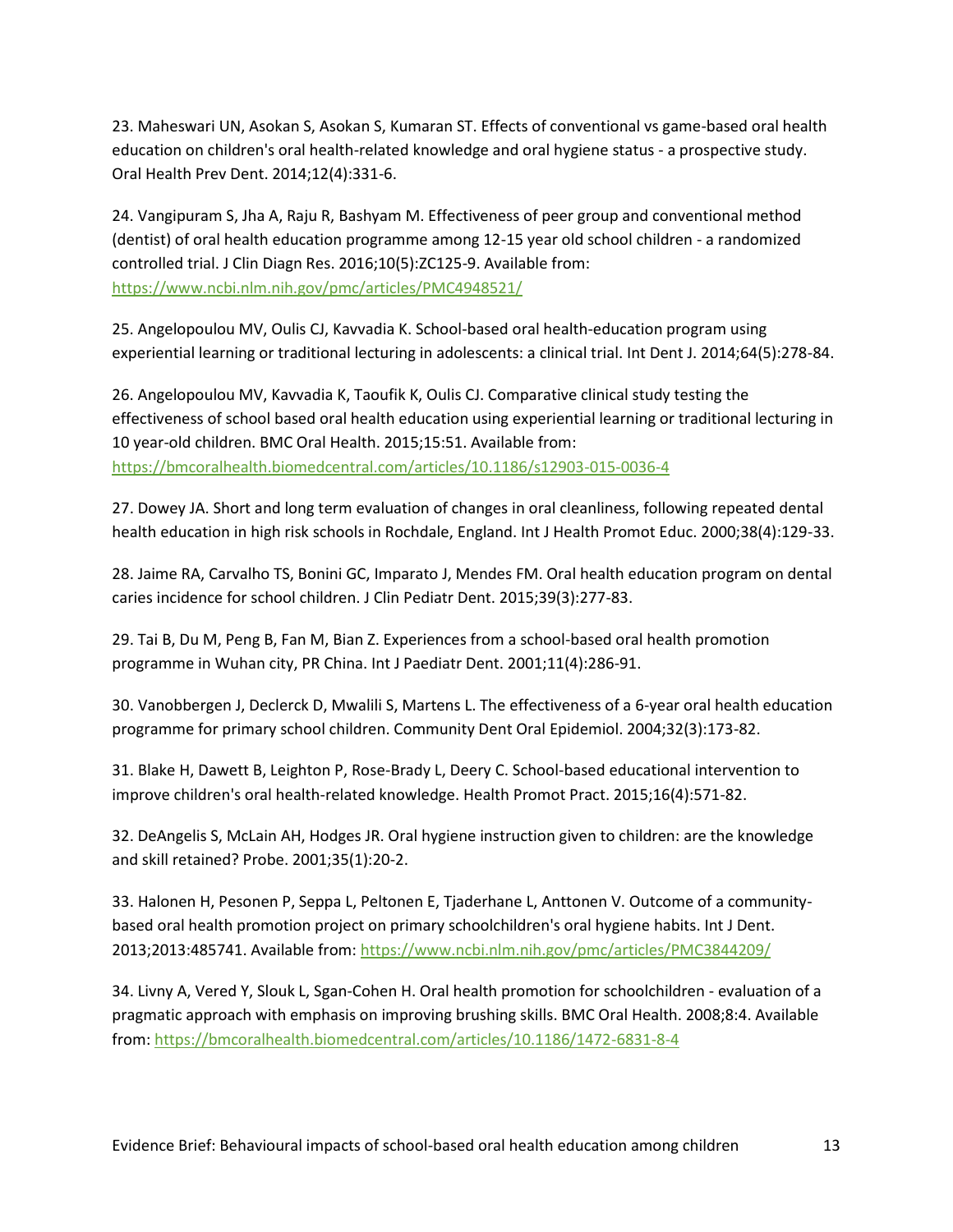23. Maheswari UN, Asokan S, Asokan S, Kumaran ST. Effects of conventional vs game-based oral health education on children's oral health-related knowledge and oral hygiene status - a prospective study. Oral Health Prev Dent. 2014;12(4):331-6.

24. Vangipuram S, Jha A, Raju R, Bashyam M. Effectiveness of peer group and conventional method (dentist) of oral health education programme among 12-15 year old school children - a randomized controlled trial. J Clin Diagn Res. 2016;10(5):ZC125-9. Available from: https://www.ncbi.nlm.nih.gov/pmc/articles/PMC4948521/

25. Angelopoulou MV, Oulis CJ, Kavvadia K. School-based oral health-education program using experiential learning or traditional lecturing in adolescents: a clinical trial. Int Dent J. 2014;64(5):278-84.

26. Angelopoulou MV, Kavvadia K, Taoufik K, Oulis CJ. Comparative clinical study testing the effectiveness of school based oral health education using experiential learning or traditional lecturing in 10 year-old children. BMC Oral Health. 2015;15:51. Available from: https://bmcoralhealth.biomedcentral.com/articles/10.1186/s12903-015-0036-4

27. Dowey JA. Short and long term evaluation of changes in oral cleanliness, following repeated dental health education in high risk schools in Rochdale, England. Int J Health Promot Educ. 2000;38(4):129-33.

28. Jaime RA, Carvalho TS, Bonini GC, Imparato J, Mendes FM. Oral health education program on dental caries incidence for school children. J Clin Pediatr Dent. 2015;39(3):277-83.

29. Tai B, Du M, Peng B, Fan M, Bian Z. Experiences from a school-based oral health promotion programme in Wuhan city, PR China. Int J Paediatr Dent. 2001;11(4):286-91.

30. Vanobbergen J, Declerck D, Mwalili S, Martens L. The effectiveness of a 6-year oral health education programme for primary school children. Community Dent Oral Epidemiol. 2004;32(3):173-82.

31. Blake H, Dawett B, Leighton P, Rose-Brady L, Deery C. School-based educational intervention to improve children's oral health-related knowledge. Health Promot Pract. 2015;16(4):571-82.

32. DeAngelis S, McLain AH, Hodges JR. Oral hygiene instruction given to children: are the knowledge and skill retained? Probe. 2001;35(1):20-2.

33. Halonen H, Pesonen P, Seppa L, Peltonen E, Tjaderhane L, Anttonen V. Outcome of a community-based oral health promotion project on primary schoolchildren's oral hygiene habits. Int J Dent. 2013;2013:485741. Available from: https://www.ncbi.nlm.nih.gov/pmc/articles/PMC3844209/

34. Livny A, Vered Y, Slouk L, Sgan-Cohen H. Oral health promotion for schoolchildren - evaluation of a pragmatic approach with emphasis on improving brushing skills. BMC Oral Health. 2008;8:4. Available from: https://bmcoralhealth.biomedcentral.com/articles/10.1186/1472-6831-8-4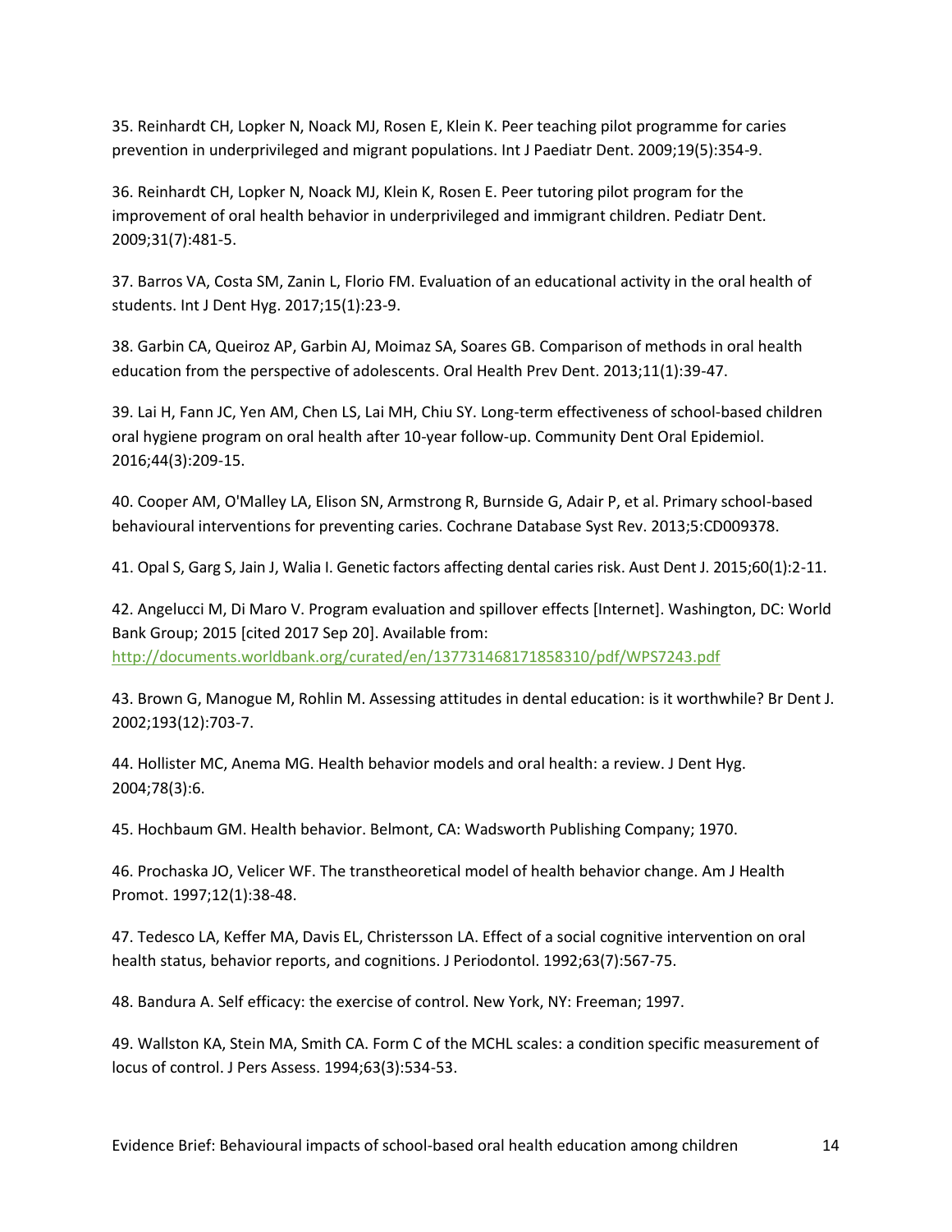35. Reinhardt CH, Lopker N, Noack MJ, Rosen E, Klein K. Peer teaching pilot programme for caries prevention in underprivileged and migrant populations. Int J Paediatr Dent. 2009;19(5):354-9.

36. Reinhardt CH, Lopker N, Noack MJ, Klein K, Rosen E. Peer tutoring pilot program for the improvement of oral health behavior in underprivileged and immigrant children. Pediatr Dent. 2009;31(7):481-5.

37. Barros VA, Costa SM, Zanin L, Florio FM. Evaluation of an educational activity in the oral health of students. Int J Dent Hyg. 2017;15(1):23-9.

38. Garbin CA, Queiroz AP, Garbin AJ, Moimaz SA, Soares GB. Comparison of methods in oral health education from the perspective of adolescents. Oral Health Prev Dent. 2013;11(1):39-47.

39. Lai H, Fann JC, Yen AM, Chen LS, Lai MH, Chiu SY. Long-term effectiveness of school-based children oral hygiene program on oral health after 10-year follow-up. Community Dent Oral Epidemiol. 2016;44(3):209-15.

40. Cooper AM, O'Malley LA, Elison SN, Armstrong R, Burnside G, Adair P, et al. Primary school-based behavioural interventions for preventing caries. Cochrane Database Syst Rev. 2013;5:CD009378.

41. Opal S, Garg S, Jain J, Walia I. Genetic factors affecting dental caries risk. Aust Dent J. 2015;60(1):2-11.

42. Angelucci M, Di Maro V. Program evaluation and spillover effects [Internet]. Washington, DC: World Bank Group; 2015 [cited 2017 Sep 20]. Available from: http://documents.worldbank.org/curated/en/137731468171858310/pdf/WPS7243.pdf

43. Brown G, Manogue M, Rohlin M. Assessing attitudes in dental education: is it worthwhile? Br Dent J. 2002;193(12):703-7.

44. Hollister MC, Anema MG. Health behavior models and oral health: a review. J Dent Hyg. 2004;78(3):6.

45. Hochbaum GM. Health behavior. Belmont, CA: Wadsworth Publishing Company; 1970.

46. Prochaska JO, Velicer WF. The transtheoretical model of health behavior change. Am J Health Promot. 1997;12(1):38-48.

47. Tedesco LA, Keffer MA, Davis EL, Christersson LA. Effect of a social cognitive intervention on oral health status, behavior reports, and cognitions. J Periodontol. 1992;63(7):567-75.

48. Bandura A. Self efficacy: the exercise of control. New York, NY: Freeman; 1997.

49. Wallston KA, Stein MA, Smith CA. Form C of the MCHL scales: a condition specific measurement of locus of control. J Pers Assess. 1994;63(3):534-53.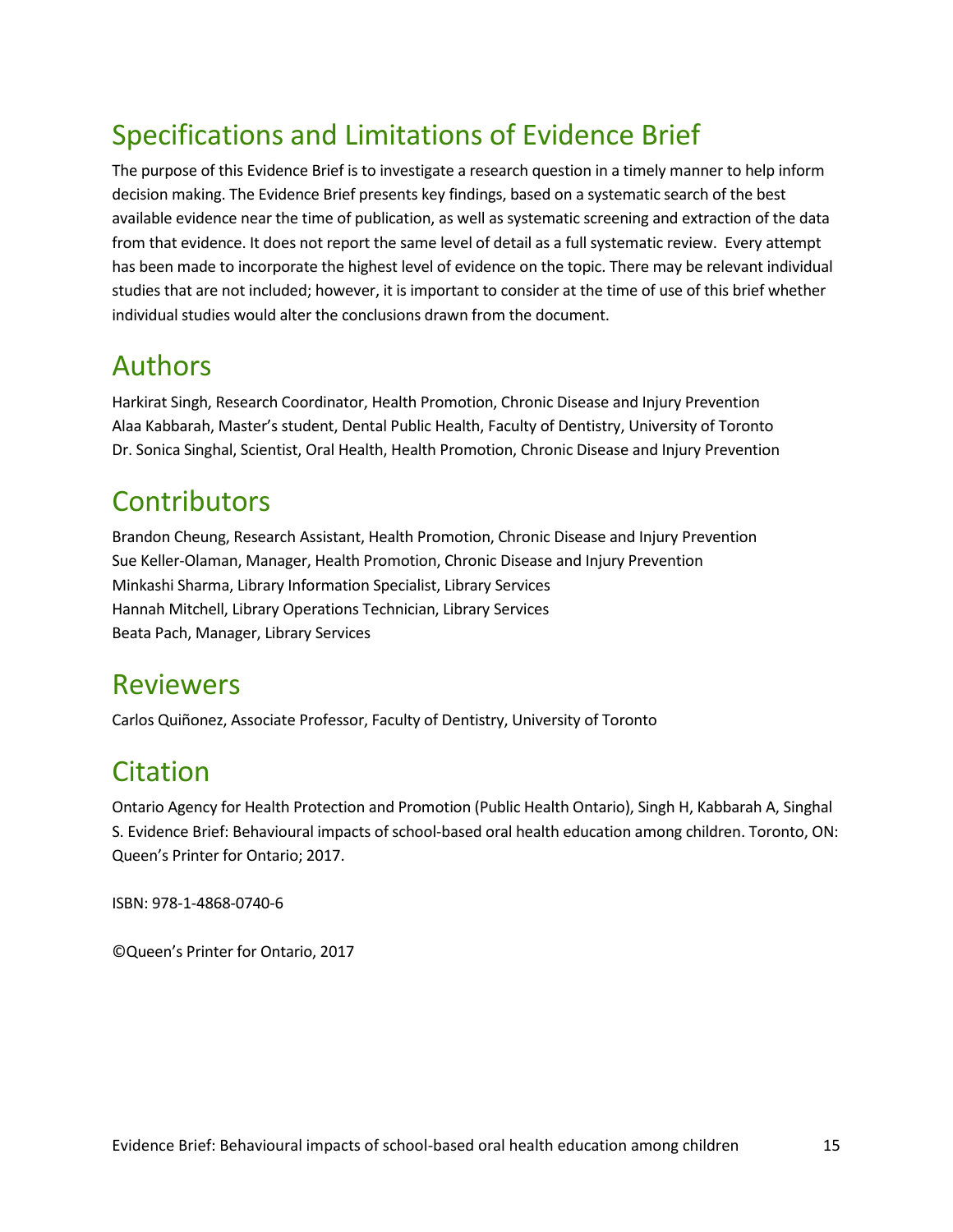## Specifications and Limitations of Evidence Brief

The purpose of this Evidence Brief is to investigate a research question in a timely manner to help inform decision making. The Evidence Brief presents key findings, based on a systematic search of the best available evidence near the time of publication, as well as systematic screening and extraction of the data from that evidence. It does not report the same level of detail as a full systematic review. Every attempt has been made to incorporate the highest level of evidence on the topic. There may be relevant individual studies that are not included; however, it is important to consider at the time of use of this brief whether individual studies would alter the conclusions drawn from the document.

## Authors

Harkirat Singh, Research Coordinator, Health Promotion, Chronic Disease and Injury Prevention
Alaa Kabbarah, Master's student, Dental Public Health, Faculty of Dentistry, University of Toronto
Dr. Sonica Singhal, Scientist, Oral Health, Health Promotion, Chronic Disease and Injury Prevention

## Contributors

Brandon Cheung, Research Assistant, Health Promotion, Chronic Disease and Injury Prevention
Sue Keller-Olaman, Manager, Health Promotion, Chronic Disease and Injury Prevention
Minkashi Sharma, Library Information Specialist, Library Services
Hannah Mitchell, Library Operations Technician, Library Services
Beata Pach, Manager, Library Services

## Reviewers

Carlos Quiñonez, Associate Professor, Faculty of Dentistry, University of Toronto

## Citation

Ontario Agency for Health Protection and Promotion (Public Health Ontario), Singh H, Kabbarah A, Singhal S. Evidence Brief: Behavioural impacts of school-based oral health education among children. Toronto, ON: Queen's Printer for Ontario; 2017.

ISBN: 978-1-4868-0740-6

©Queen's Printer for Ontario, 2017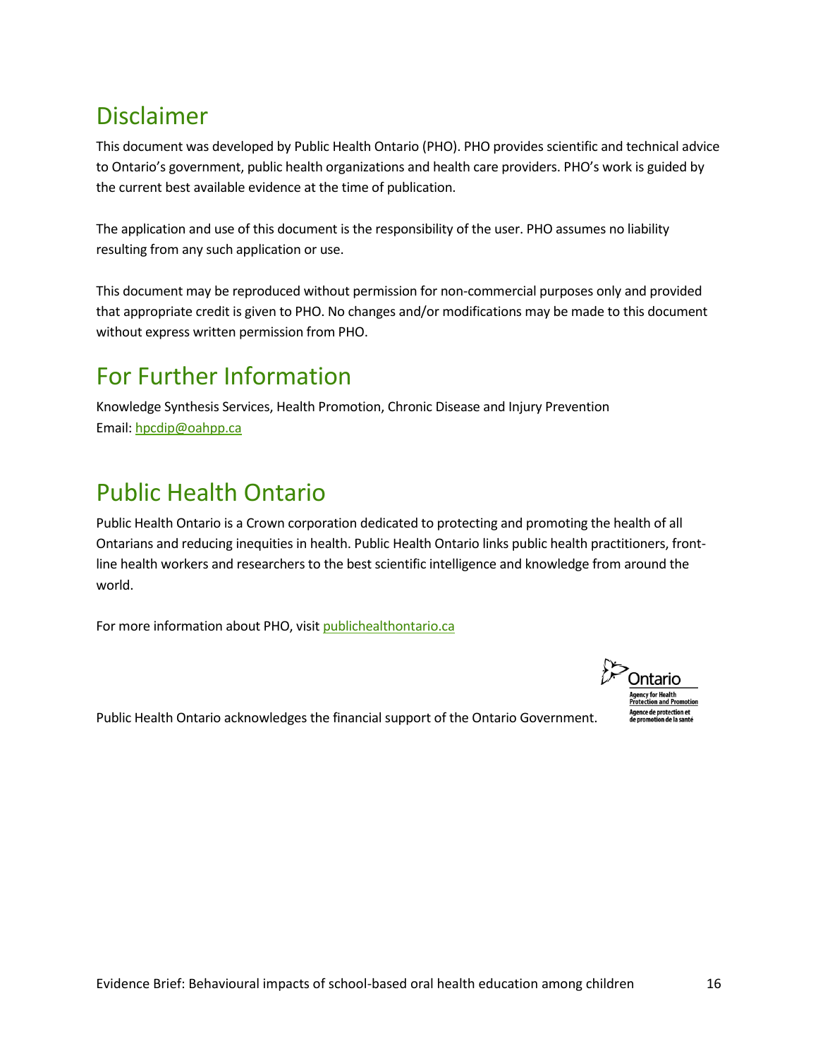## Disclaimer

This document was developed by Public Health Ontario (PHO). PHO provides scientific and technical advice to Ontario's government, public health organizations and health care providers. PHO's work is guided by the current best available evidence at the time of publication.

The application and use of this document is the responsibility of the user. PHO assumes no liability resulting from any such application or use.

This document may be reproduced without permission for non-commercial purposes only and provided that appropriate credit is given to PHO. No changes and/or modifications may be made to this document without express written permission from PHO.

## For Further Information

Knowledge Synthesis Services, Health Promotion, Chronic Disease and Injury Prevention
Email: hpcdip@oahpp.ca

## Public Health Ontario

Public Health Ontario is a Crown corporation dedicated to protecting and promoting the health of all Ontarians and reducing inequities in health. Public Health Ontario links public health practitioners, front-line health workers and researchers to the best scientific intelligence and knowledge from around the world.

For more information about PHO, visit publichealthontario.ca

Public Health Ontario acknowledges the financial support of the Ontario Government.

Ontario
Agency for Health Protection and Promotion
Agence de protection et de promotion de la santé